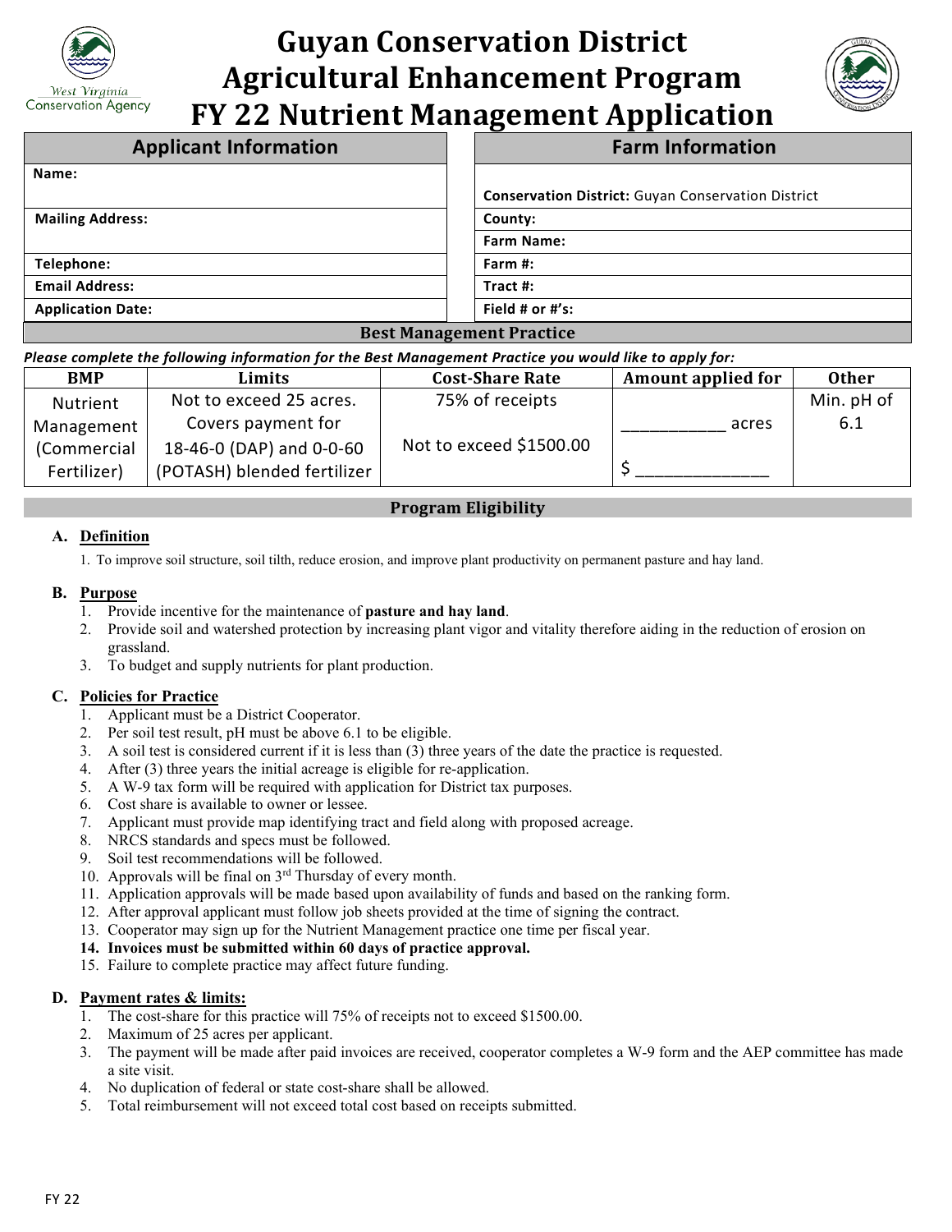# Guyan Conservation District
# Agricultural Enhancement Program
# FY 22 Nutrient Management Application

| Applicant Information | Farm Information |
|---|---|
| **Name:** | **Conservation District:** Guyan Conservation District |
| **Mailing Address:** | **County:** |
| | **Farm Name:** |
| **Telephone:** | **Farm #:** |
| **Email Address:** | **Tract #:** |
| **Application Date:** | **Field # or #'s:** |

## Best Management Practice

***Please complete the following information for the Best Management Practice you would like to apply for:***

| BMP | Limits | Cost-Share Rate | Amount applied for | Other |
|---|---|---|---|---|
| Nutrient Management (Commercial Fertilizer) | Not to exceed 25 acres. Covers payment for 18-46-0 (DAP) and 0-0-60 (POTASH) blended fertilizer | 75% of receipts<br><br>Not to exceed $1500.00 | ___________ acres<br><br>$ ______________ | Min. pH of 6.1 |

## Program Eligibility

**A. Definition**

1. To improve soil structure, soil tilth, reduce erosion, and improve plant productivity on permanent pasture and hay land.

**B. Purpose**

1. Provide incentive for the maintenance of **pasture and hay land**.
2. Provide soil and watershed protection by increasing plant vigor and vitality therefore aiding in the reduction of erosion on grassland.
3. To budget and supply nutrients for plant production.

**C. Policies for Practice**

1. Applicant must be a District Cooperator.
2. Per soil test result, pH must be above 6.1 to be eligible.
3. A soil test is considered current if it is less than (3) three years of the date the practice is requested.
4. After (3) three years the initial acreage is eligible for re-application.
5. A W-9 tax form will be required with application for District tax purposes.
6. Cost share is available to owner or lessee.
7. Applicant must provide map identifying tract and field along with proposed acreage.
8. NRCS standards and specs must be followed.
9. Soil test recommendations will be followed.
10. Approvals will be final on 3rd Thursday of every month.
11. Application approvals will be made based upon availability of funds and based on the ranking form.
12. After approval applicant must follow job sheets provided at the time of signing the contract.
13. Cooperator may sign up for the Nutrient Management practice one time per fiscal year.
14. **Invoices must be submitted within 60 days of practice approval.**
15. Failure to complete practice may affect future funding.

**D. Payment rates & limits:**

1. The cost-share for this practice will 75% of receipts not to exceed $1500.00.
2. Maximum of 25 acres per applicant.
3. The payment will be made after paid invoices are received, cooperator completes a W-9 form and the AEP committee has made a site visit.
4. No duplication of federal or state cost-share shall be allowed.
5. Total reimbursement will not exceed total cost based on receipts submitted.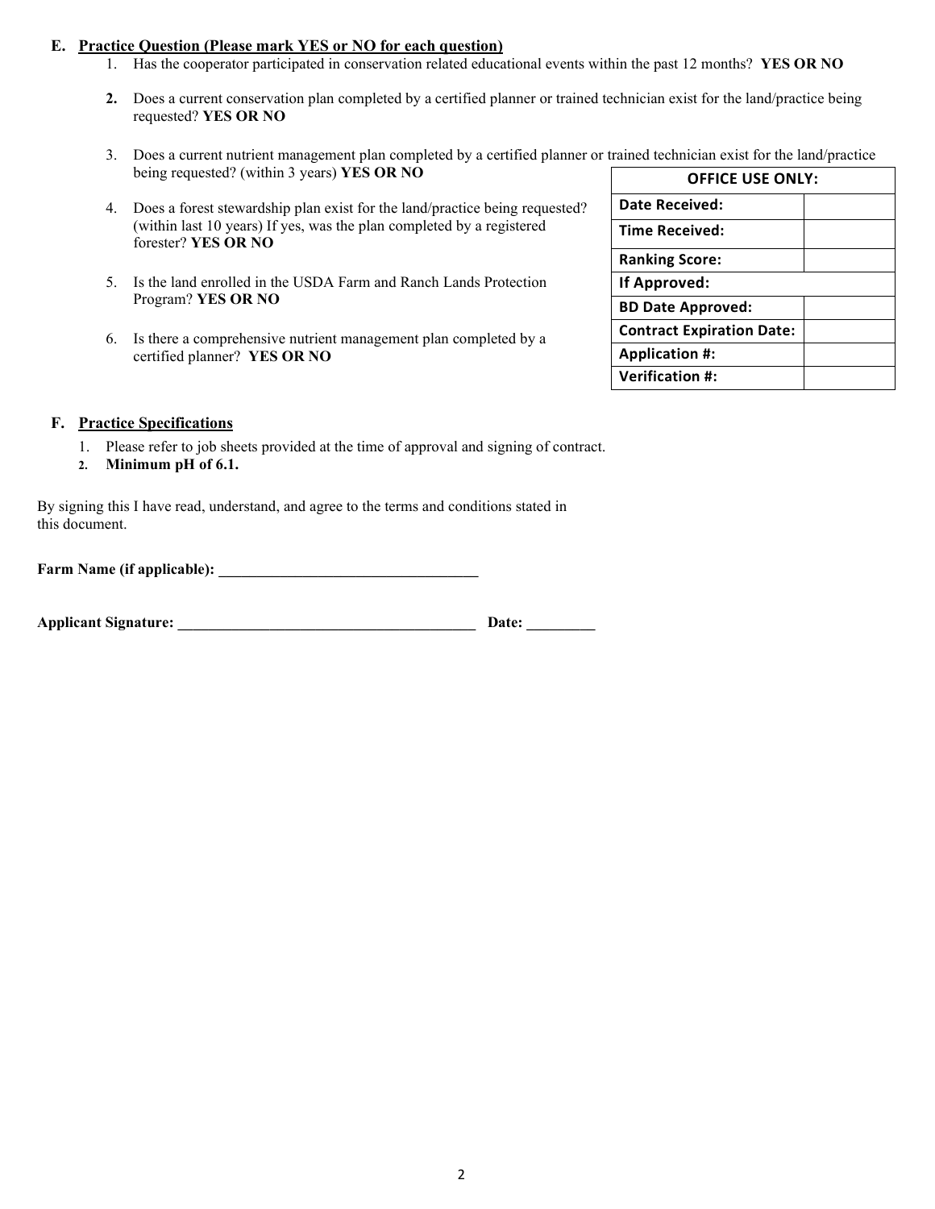**E. Practice Question (Please mark YES or NO for each question)**

1. Has the cooperator participated in conservation related educational events within the past 12 months? **YES OR NO**

2. Does a current conservation plan completed by a certified planner or trained technician exist for the land/practice being requested? **YES OR NO**

3. Does a current nutrient management plan completed by a certified planner or trained technician exist for the land/practice being requested? (within 3 years) **YES OR NO**

4. Does a forest stewardship plan exist for the land/practice being requested? (within last 10 years) If yes, was the plan completed by a registered forester? **YES OR NO**

5. Is the land enrolled in the USDA Farm and Ranch Lands Protection Program? **YES OR NO**

6. Is there a comprehensive nutrient management plan completed by a certified planner? **YES OR NO**

| **OFFICE USE ONLY:** | |
|---|---|
| **Date Received:** | |
| **Time Received:** | |
| **Ranking Score:** | |
| **If Approved:** | |
| **BD Date Approved:** | |
| **Contract Expiration Date:** | |
| **Application #:** | |
| **Verification #:** | |

**F. Practice Specifications**

1. Please refer to job sheets provided at the time of approval and signing of contract.
2. **Minimum pH of 6.1.**

By signing this I have read, understand, and agree to the terms and conditions stated in this document.

**Farm Name (if applicable): ___________________________________**

**Applicant Signature: _______________________________________ Date: _________**